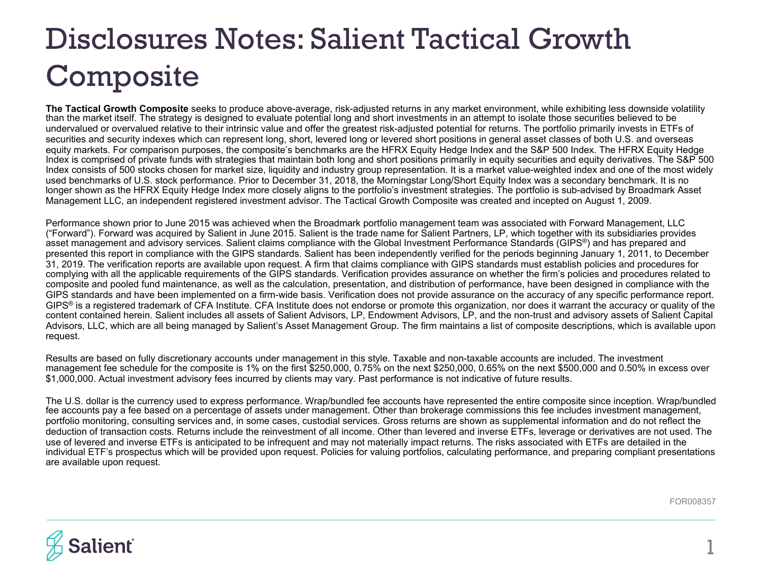# Disclosures Notes: Salient Tactical Growth Composite

**The Tactical Growth Composite** seeks to produce above-average, risk-adjusted returns in any market environment, while exhibiting less downside volatility than the market itself. The strategy is designed to evaluate potential long and short investments in an attempt to isolate those securities believed to be undervalued or overvalued relative to their intrinsic value and offer the greatest risk-adjusted potential for returns. The portfolio primarily invests in ETFs of securities and security indexes which can represent long, short, levered long or levered short positions in general asset classes of both U.S. and overseas equity markets. For comparison purposes, the composite's benchmarks are the HFRX Equity Hedge Index and the S&P 500 Index. The HFRX Equity Hedge Index is comprised of private funds with strategies that maintain both long and short positions primarily in equity securities and equity derivatives. The S&P 500 Index consists of 500 stocks chosen for market size, liquidity and industry group representation. It is a market value-weighted index and one of the most widely used benchmarks of U.S. stock performance. Prior to December 31, 2018, the Morningstar Long/Short Equity Index was a secondary benchmark. It is no longer shown as the HFRX Equity Hedge Index more closely aligns to the portfolio's investment strategies. The portfolio is sub-advised by Broadmark Asset Management LLC, an independent registered investment advisor. The Tactical Growth Composite was created and incepted on August 1, 2009.

Performance shown prior to June 2015 was achieved when the Broadmark portfolio management team was associated with Forward Management, LLC ("Forward"). Forward was acquired by Salient in June 2015. Salient is the trade name for Salient Partners, LP, which together with its subsidiaries provides asset management and advisory services. Salient claims compliance with the Global Investment Performance Standards (GIPS®) and has prepared and presented this report in compliance with the GIPS standards. Salient has been independently verified for the periods beginning January 1, 2011, to December 31, 2019. The verification reports are available upon request. A firm that claims compliance with GIPS standards must establish policies and procedures for complying with all the applicable requirements of the GIPS standards. Verification provides assurance on whether the firm's policies and procedures related to composite and pooled fund maintenance, as well as the calculation, presentation, and distribution of performance, have been designed in compliance with the GIPS standards and have been implemented on a firm-wide basis. Verification does not provide assurance on the accuracy of any specific performance report. GIPS® is a registered trademark of CFA Institute. CFA Institute does not endorse or promote this organization, nor does it warrant the accuracy or quality of the content contained herein. Salient includes all assets of Salient Advisors, LP, Endowment Advisors, LP, and the non-trust and advisory assets of Salient Capital Advisors, LLC, which are all being managed by Salient's Asset Management Group. The firm maintains a list of composite descriptions, which is available upon request.

Results are based on fully discretionary accounts under management in this style. Taxable and non-taxable accounts are included. The investment management fee schedule for the composite is 1% on the first $250,000, 0.75% on the next $250,000, 0.65% on the next $500,000 and 0.50% in excess over $1,000,000. Actual investment advisory fees incurred by clients may vary. Past performance is not indicative of future results.

The U.S. dollar is the currency used to express performance. Wrap/bundled fee accounts have represented the entire composite since inception. Wrap/bundled fee accounts pay a fee based on a percentage of assets under management. Other than brokerage commissions this fee includes investment management, portfolio monitoring, consulting services and, in some cases, custodial services. Gross returns are shown as supplemental information and do not reflect the deduction of transaction costs. Returns include the reinvestment of all income. Other than levered and inverse ETFs, leverage or derivatives are not used. The use of levered and inverse ETFs is anticipated to be infrequent and may not materially impact returns. The risks associated with ETFs are detailed in the individual ETF's prospectus which will be provided upon request. Policies for valuing portfolios, calculating performance, and preparing compliant presentations are available upon request.

FOR008357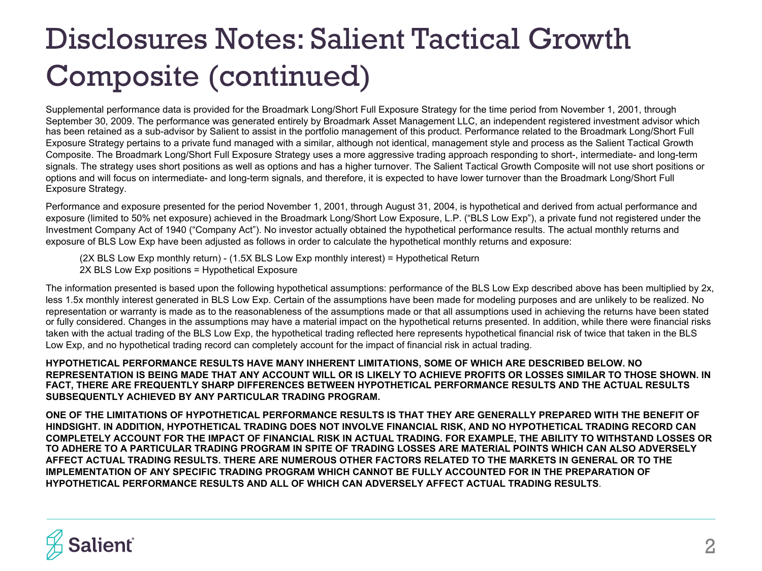# Disclosures Notes: Salient Tactical Growth Composite (continued)

Supplemental performance data is provided for the Broadmark Long/Short Full Exposure Strategy for the time period from November 1, 2001, through September 30, 2009. The performance was generated entirely by Broadmark Asset Management LLC, an independent registered investment advisor which has been retained as a sub-advisor by Salient to assist in the portfolio management of this product. Performance related to the Broadmark Long/Short Full Exposure Strategy pertains to a private fund managed with a similar, although not identical, management style and process as the Salient Tactical Growth Composite. The Broadmark Long/Short Full Exposure Strategy uses a more aggressive trading approach responding to short-, intermediate- and long-term signals. The strategy uses short positions as well as options and has a higher turnover. The Salient Tactical Growth Composite will not use short positions or options and will focus on intermediate- and long-term signals, and therefore, it is expected to have lower turnover than the Broadmark Long/Short Full Exposure Strategy.

Performance and exposure presented for the period November 1, 2001, through August 31, 2004, is hypothetical and derived from actual performance and exposure (limited to 50% net exposure) achieved in the Broadmark Long/Short Low Exposure, L.P. ("BLS Low Exp"), a private fund not registered under the Investment Company Act of 1940 ("Company Act"). No investor actually obtained the hypothetical performance results. The actual monthly returns and exposure of BLS Low Exp have been adjusted as follows in order to calculate the hypothetical monthly returns and exposure:

(2X BLS Low Exp monthly return) - (1.5X BLS Low Exp monthly interest) = Hypothetical Return
2X BLS Low Exp positions = Hypothetical Exposure

The information presented is based upon the following hypothetical assumptions: performance of the BLS Low Exp described above has been multiplied by 2x, less 1.5x monthly interest generated in BLS Low Exp. Certain of the assumptions have been made for modeling purposes and are unlikely to be realized. No representation or warranty is made as to the reasonableness of the assumptions made or that all assumptions used in achieving the returns have been stated or fully considered. Changes in the assumptions may have a material impact on the hypothetical returns presented. In addition, while there were financial risks taken with the actual trading of the BLS Low Exp, the hypothetical trading reflected here represents hypothetical financial risk of twice that taken in the BLS Low Exp, and no hypothetical trading record can completely account for the impact of financial risk in actual trading.

**HYPOTHETICAL PERFORMANCE RESULTS HAVE MANY INHERENT LIMITATIONS, SOME OF WHICH ARE DESCRIBED BELOW. NO REPRESENTATION IS BEING MADE THAT ANY ACCOUNT WILL OR IS LIKELY TO ACHIEVE PROFITS OR LOSSES SIMILAR TO THOSE SHOWN. IN FACT, THERE ARE FREQUENTLY SHARP DIFFERENCES BETWEEN HYPOTHETICAL PERFORMANCE RESULTS AND THE ACTUAL RESULTS SUBSEQUENTLY ACHIEVED BY ANY PARTICULAR TRADING PROGRAM.**

**ONE OF THE LIMITATIONS OF HYPOTHETICAL PERFORMANCE RESULTS IS THAT THEY ARE GENERALLY PREPARED WITH THE BENEFIT OF HINDSIGHT. IN ADDITION, HYPOTHETICAL TRADING DOES NOT INVOLVE FINANCIAL RISK, AND NO HYPOTHETICAL TRADING RECORD CAN COMPLETELY ACCOUNT FOR THE IMPACT OF FINANCIAL RISK IN ACTUAL TRADING. FOR EXAMPLE, THE ABILITY TO WITHSTAND LOSSES OR TO ADHERE TO A PARTICULAR TRADING PROGRAM IN SPITE OF TRADING LOSSES ARE MATERIAL POINTS WHICH CAN ALSO ADVERSELY AFFECT ACTUAL TRADING RESULTS. THERE ARE NUMEROUS OTHER FACTORS RELATED TO THE MARKETS IN GENERAL OR TO THE IMPLEMENTATION OF ANY SPECIFIC TRADING PROGRAM WHICH CANNOT BE FULLY ACCOUNTED FOR IN THE PREPARATION OF HYPOTHETICAL PERFORMANCE RESULTS AND ALL OF WHICH CAN ADVERSELY AFFECT ACTUAL TRADING RESULTS**.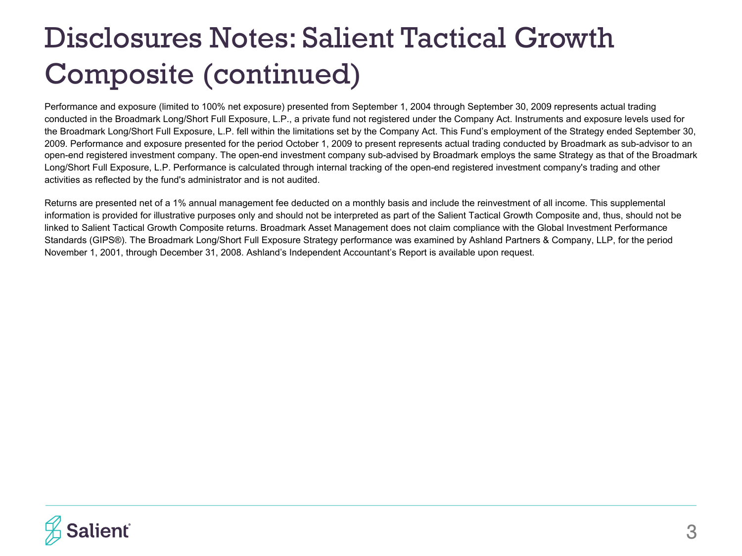# Disclosures Notes: Salient Tactical Growth Composite (continued)

Performance and exposure (limited to 100% net exposure) presented from September 1, 2004 through September 30, 2009 represents actual trading conducted in the Broadmark Long/Short Full Exposure, L.P., a private fund not registered under the Company Act. Instruments and exposure levels used for the Broadmark Long/Short Full Exposure, L.P. fell within the limitations set by the Company Act. This Fund's employment of the Strategy ended September 30, 2009. Performance and exposure presented for the period October 1, 2009 to present represents actual trading conducted by Broadmark as sub-advisor to an open-end registered investment company. The open-end investment company sub-advised by Broadmark employs the same Strategy as that of the Broadmark Long/Short Full Exposure, L.P. Performance is calculated through internal tracking of the open-end registered investment company's trading and other activities as reflected by the fund's administrator and is not audited.

Returns are presented net of a 1% annual management fee deducted on a monthly basis and include the reinvestment of all income. This supplemental information is provided for illustrative purposes only and should not be interpreted as part of the Salient Tactical Growth Composite and, thus, should not be linked to Salient Tactical Growth Composite returns. Broadmark Asset Management does not claim compliance with the Global Investment Performance Standards (GIPS®). The Broadmark Long/Short Full Exposure Strategy performance was examined by Ashland Partners & Company, LLP, for the period November 1, 2001, through December 31, 2008. Ashland's Independent Accountant's Report is available upon request.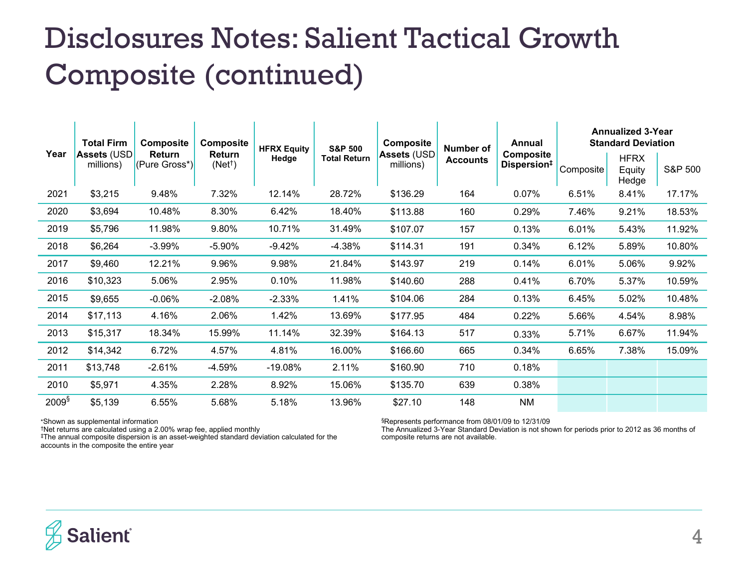# Disclosures Notes: Salient Tactical Growth Composite (continued)

| Year | Total Firm Assets (USD millions) | Composite Return (Pure Gross*) | Composite Return (Net†) | HFRX Equity Hedge | S&P 500 Total Return | Composite Assets (USD millions) | Number of Accounts | Annual Composite Dispersion‡ | Annualized 3-Year Standard Deviation | | |
|---|---|---|---|---|---|---|---|---|---|---|---|
| | | | | | | | | | Composite | HFRX Equity Hedge | S&P 500 |
| 2021 | $3,215 | 9.48% | 7.32% | 12.14% | 28.72% | $136.29 | 164 | 0.07% | 6.51% | 8.41% | 17.17% |
| 2020 | $3,694 | 10.48% | 8.30% | 6.42% | 18.40% | $113.88 | 160 | 0.29% | 7.46% | 9.21% | 18.53% |
| 2019 | $5,796 | 11.98% | 9.80% | 10.71% | 31.49% | $107.07 | 157 | 0.13% | 6.01% | 5.43% | 11.92% |
| 2018 | $6,264 | -3.99% | -5.90% | -9.42% | -4.38% | $114.31 | 191 | 0.34% | 6.12% | 5.89% | 10.80% |
| 2017 | $9,460 | 12.21% | 9.96% | 9.98% | 21.84% | $143.97 | 219 | 0.14% | 6.01% | 5.06% | 9.92% |
| 2016 | $10,323 | 5.06% | 2.95% | 0.10% | 11.98% | $140.60 | 288 | 0.41% | 6.70% | 5.37% | 10.59% |
| 2015 | $9,655 | -0.06% | -2.08% | -2.33% | 1.41% | $104.06 | 284 | 0.13% | 6.45% | 5.02% | 10.48% |
| 2014 | $17,113 | 4.16% | 2.06% | 1.42% | 13.69% | $177.95 | 484 | 0.22% | 5.66% | 4.54% | 8.98% |
| 2013 | $15,317 | 18.34% | 15.99% | 11.14% | 32.39% | $164.13 | 517 | 0.33% | 5.71% | 6.67% | 11.94% |
| 2012 | $14,342 | 6.72% | 4.57% | 4.81% | 16.00% | $166.60 | 665 | 0.34% | 6.65% | 7.38% | 15.09% |
| 2011 | $13,748 | -2.61% | -4.59% | -19.08% | 2.11% | $160.90 | 710 | 0.18% | | | |
| 2010 | $5,971 | 4.35% | 2.28% | 8.92% | 15.06% | $135.70 | 639 | 0.38% | | | |
| 2009§ | $5,139 | 6.55% | 5.68% | 5.18% | 13.96% | $27.10 | 148 | NM | | | |

*Shown as supplemental information
†Net returns are calculated using a 2.00% wrap fee, applied monthly
‡The annual composite dispersion is an asset-weighted standard deviation calculated for the accounts in the composite the entire year

§Represents performance from 08/01/09 to 12/31/09
The Annualized 3-Year Standard Deviation is not shown for periods prior to 2012 as 36 months of composite returns are not available.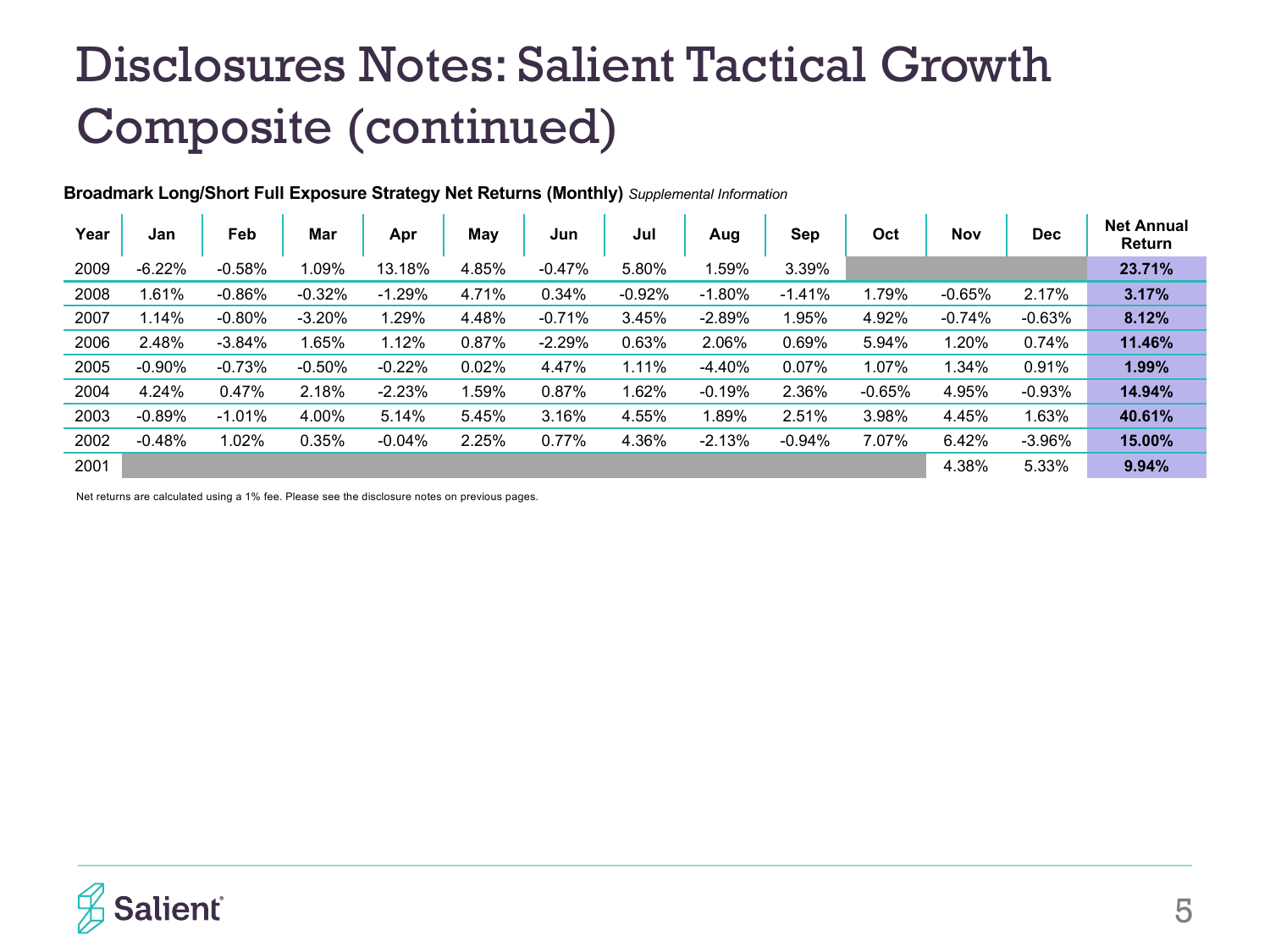# Disclosures Notes: Salient Tactical Growth Composite (continued)

**Broadmark Long/Short Full Exposure Strategy Net Returns (Monthly)** *Supplemental Information*

| Year | Jan | Feb | Mar | Apr | May | Jun | Jul | Aug | Sep | Oct | Nov | Dec | Net Annual Return |
|---|---|---|---|---|---|---|---|---|---|---|---|---|---|
| 2009 | -6.22% | -0.58% | 1.09% | 13.18% | 4.85% | -0.47% | 5.80% | 1.59% | 3.39% | | | | **23.71%** |
| 2008 | 1.61% | -0.86% | -0.32% | -1.29% | 4.71% | 0.34% | -0.92% | -1.80% | -1.41% | 1.79% | -0.65% | 2.17% | **3.17%** |
| 2007 | 1.14% | -0.80% | -3.20% | 1.29% | 4.48% | -0.71% | 3.45% | -2.89% | 1.95% | 4.92% | -0.74% | -0.63% | **8.12%** |
| 2006 | 2.48% | -3.84% | 1.65% | 1.12% | 0.87% | -2.29% | 0.63% | 2.06% | 0.69% | 5.94% | 1.20% | 0.74% | **11.46%** |
| 2005 | -0.90% | -0.73% | -0.50% | -0.22% | 0.02% | 4.47% | 1.11% | -4.40% | 0.07% | 1.07% | 1.34% | 0.91% | **1.99%** |
| 2004 | 4.24% | 0.47% | 2.18% | -2.23% | 1.59% | 0.87% | 1.62% | -0.19% | 2.36% | -0.65% | 4.95% | -0.93% | **14.94%** |
| 2003 | -0.89% | -1.01% | 4.00% | 5.14% | 5.45% | 3.16% | 4.55% | 1.89% | 2.51% | 3.98% | 4.45% | 1.63% | **40.61%** |
| 2002 | -0.48% | 1.02% | 0.35% | -0.04% | 2.25% | 0.77% | 4.36% | -2.13% | -0.94% | 7.07% | 6.42% | -3.96% | **15.00%** |
| 2001 | | | | | | | | | | | 4.38% | 5.33% | **9.94%** |

Net returns are calculated using a 1% fee. Please see the disclosure notes on previous pages.